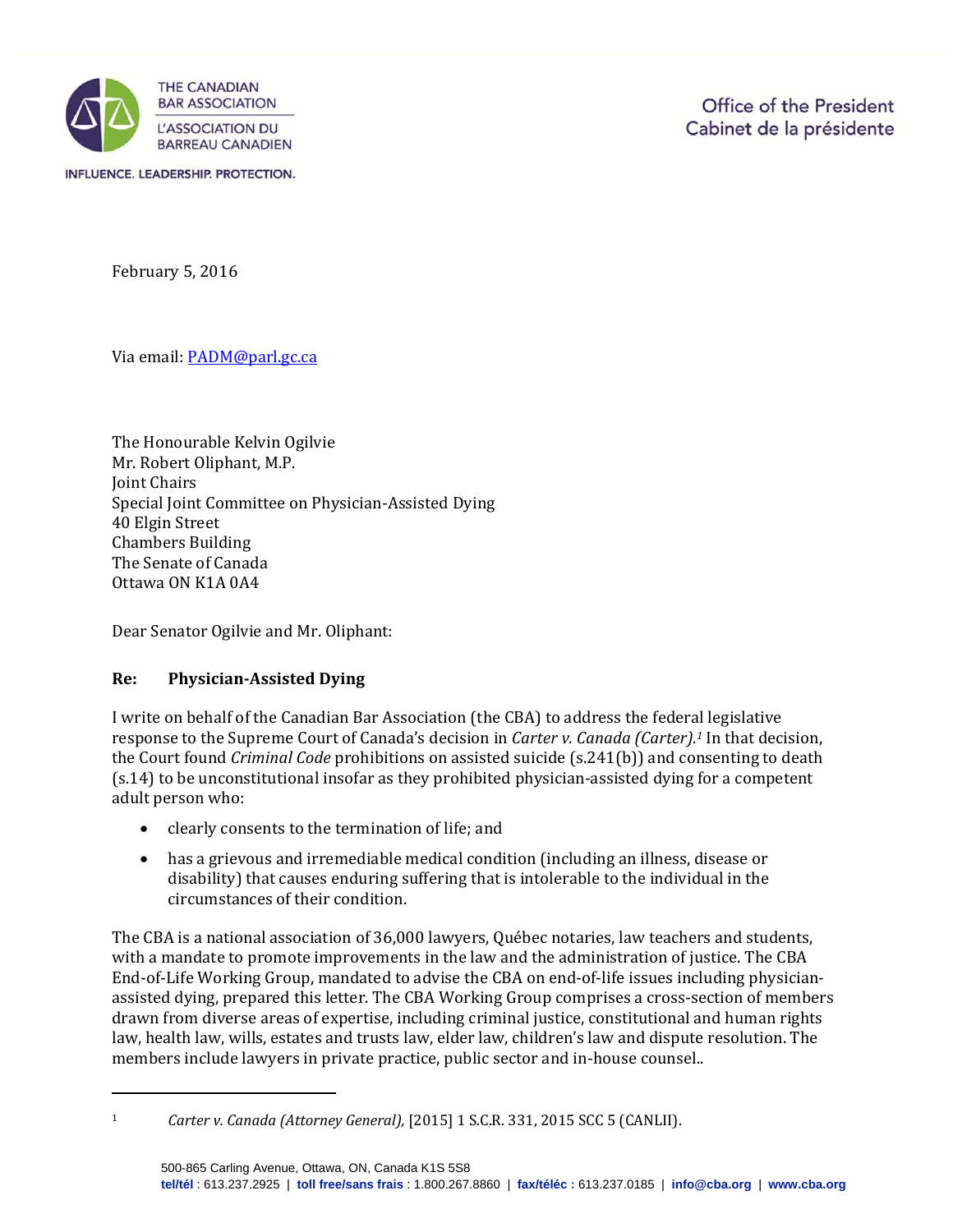THE CANADIAN BAR ASSOCIATION
L'ASSOCIATION DU BARREAU CANADIEN

INFLUENCE. LEADERSHIP. PROTECTION.

Office of the President
Cabinet de la présidente

February 5, 2016

Via email: PADM@parl.gc.ca

The Honourable Kelvin Ogilvie
Mr. Robert Oliphant, M.P.
Joint Chairs
Special Joint Committee on Physician-Assisted Dying
40 Elgin Street
Chambers Building
The Senate of Canada
Ottawa ON K1A 0A4

Dear Senator Ogilvie and Mr. Oliphant:

**Re: Physician-Assisted Dying**

I write on behalf of the Canadian Bar Association (the CBA) to address the federal legislative response to the Supreme Court of Canada's decision in *Carter v. Canada (Carter).*[1] In that decision, the Court found *Criminal Code* prohibitions on assisted suicide (s.241(b)) and consenting to death (s.14) to be unconstitutional insofar as they prohibited physician-assisted dying for a competent adult person who:

- clearly consents to the termination of life; and
- has a grievous and irremediable medical condition (including an illness, disease or disability) that causes enduring suffering that is intolerable to the individual in the circumstances of their condition.

The CBA is a national association of 36,000 lawyers, Québec notaries, law teachers and students, with a mandate to promote improvements in the law and the administration of justice. The CBA End-of-Life Working Group, mandated to advise the CBA on end-of-life issues including physician-assisted dying, prepared this letter. The CBA Working Group comprises a cross-section of members drawn from diverse areas of expertise, including criminal justice, constitutional and human rights law, health law, wills, estates and trusts law, elder law, children's law and dispute resolution. The members include lawyers in private practice, public sector and in-house counsel..

[1] *Carter v. Canada (Attorney General),* [2015] 1 S.C.R. 331, 2015 SCC 5 (CANLII).

500-865 Carling Avenue, Ottawa, ON, Canada K1S 5S8
tel/tél : 613.237.2925 | toll free/sans frais : 1.800.267.8860 | fax/téléc : 613.237.0185 | info@cba.org | www.cba.org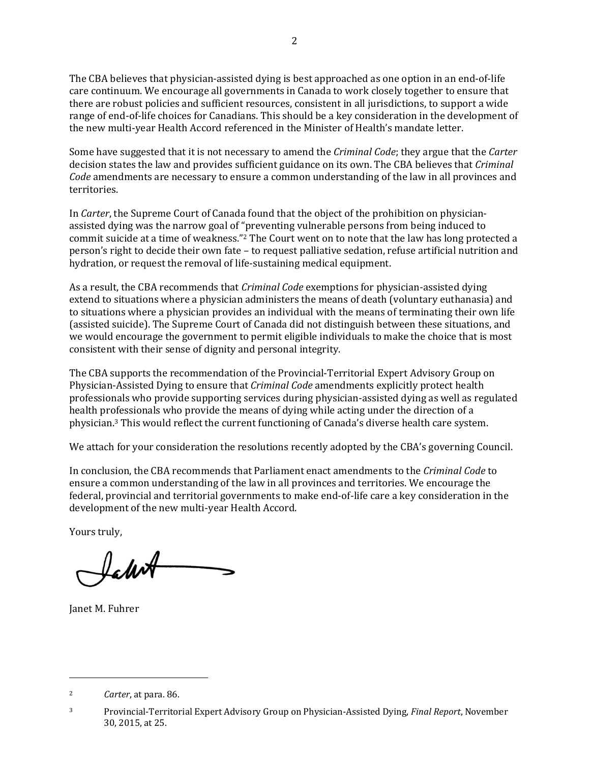The CBA believes that physician-assisted dying is best approached as one option in an end-of-life care continuum. We encourage all governments in Canada to work closely together to ensure that there are robust policies and sufficient resources, consistent in all jurisdictions, to support a wide range of end-of-life choices for Canadians. This should be a key consideration in the development of the new multi-year Health Accord referenced in the Minister of Health's mandate letter.

Some have suggested that it is not necessary to amend the *Criminal Code*; they argue that the *Carter* decision states the law and provides sufficient guidance on its own. The CBA believes that *Criminal Code* amendments are necessary to ensure a common understanding of the law in all provinces and territories.

In *Carter*, the Supreme Court of Canada found that the object of the prohibition on physician-assisted dying was the narrow goal of "preventing vulnerable persons from being induced to commit suicide at a time of weakness."[2] The Court went on to note that the law has long protected a person's right to decide their own fate – to request palliative sedation, refuse artificial nutrition and hydration, or request the removal of life-sustaining medical equipment.

As a result, the CBA recommends that *Criminal Code* exemptions for physician-assisted dying extend to situations where a physician administers the means of death (voluntary euthanasia) and to situations where a physician provides an individual with the means of terminating their own life (assisted suicide). The Supreme Court of Canada did not distinguish between these situations, and we would encourage the government to permit eligible individuals to make the choice that is most consistent with their sense of dignity and personal integrity.

The CBA supports the recommendation of the Provincial-Territorial Expert Advisory Group on Physician-Assisted Dying to ensure that *Criminal Code* amendments explicitly protect health professionals who provide supporting services during physician-assisted dying as well as regulated health professionals who provide the means of dying while acting under the direction of a physician.[3] This would reflect the current functioning of Canada's diverse health care system.

We attach for your consideration the resolutions recently adopted by the CBA's governing Council.

In conclusion, the CBA recommends that Parliament enact amendments to the *Criminal Code* to ensure a common understanding of the law in all provinces and territories. We encourage the federal, provincial and territorial governments to make end-of-life care a key consideration in the development of the new multi-year Health Accord.

Yours truly,

Janet M. Fuhrer

---

[2] *Carter*, at para. 86.

[3] Provincial-Territorial Expert Advisory Group on Physician-Assisted Dying, *Final Report*, November 30, 2015, at 25.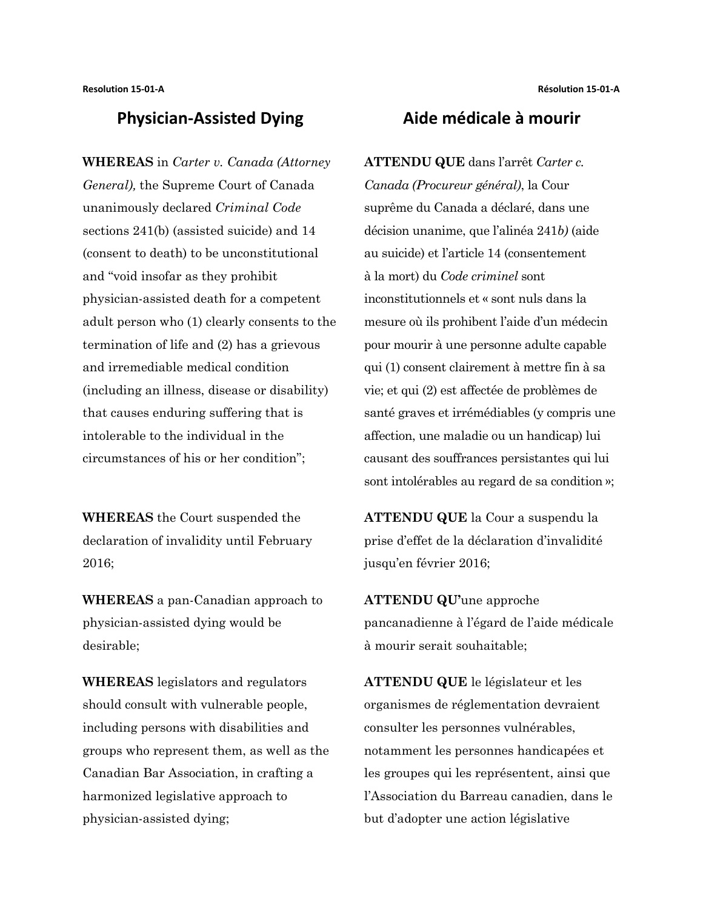Resolution 15-01-A

## Physician-Assisted Dying

**WHEREAS** in *Carter v. Canada (Attorney General),* the Supreme Court of Canada unanimously declared *Criminal Code* sections 241(b) (assisted suicide) and 14 (consent to death) to be unconstitutional and "void insofar as they prohibit physician-assisted death for a competent adult person who (1) clearly consents to the termination of life and (2) has a grievous and irremediable medical condition (including an illness, disease or disability) that causes enduring suffering that is intolerable to the individual in the circumstances of his or her condition";

**WHEREAS** the Court suspended the declaration of invalidity until February 2016;

**WHEREAS** a pan-Canadian approach to physician-assisted dying would be desirable;

**WHEREAS** legislators and regulators should consult with vulnerable people, including persons with disabilities and groups who represent them, as well as the Canadian Bar Association, in crafting a harmonized legislative approach to physician-assisted dying;

Résolution 15-01-A

## Aide médicale à mourir

**ATTENDU QUE** dans l'arrêt *Carter c. Canada (Procureur général)*, la Cour suprême du Canada a déclaré, dans une décision unanime, que l'alinéa 241*b)* (aide au suicide) et l'article 14 (consentement à la mort) du *Code criminel* sont inconstitutionnels et « sont nuls dans la mesure où ils prohibent l'aide d'un médecin pour mourir à une personne adulte capable qui (1) consent clairement à mettre fin à sa vie; et qui (2) est affectée de problèmes de santé graves et irrémédiables (y compris une affection, une maladie ou un handicap) lui causant des souffrances persistantes qui lui sont intolérables au regard de sa condition »;

**ATTENDU QUE** la Cour a suspendu la prise d'effet de la déclaration d'invalidité jusqu'en février 2016;

**ATTENDU QU'**une approche pancanadienne à l'égard de l'aide médicale à mourir serait souhaitable;

**ATTENDU QUE** le législateur et les organismes de réglementation devraient consulter les personnes vulnérables, notamment les personnes handicapées et les groupes qui les représentent, ainsi que l'Association du Barreau canadien, dans le but d'adopter une action législative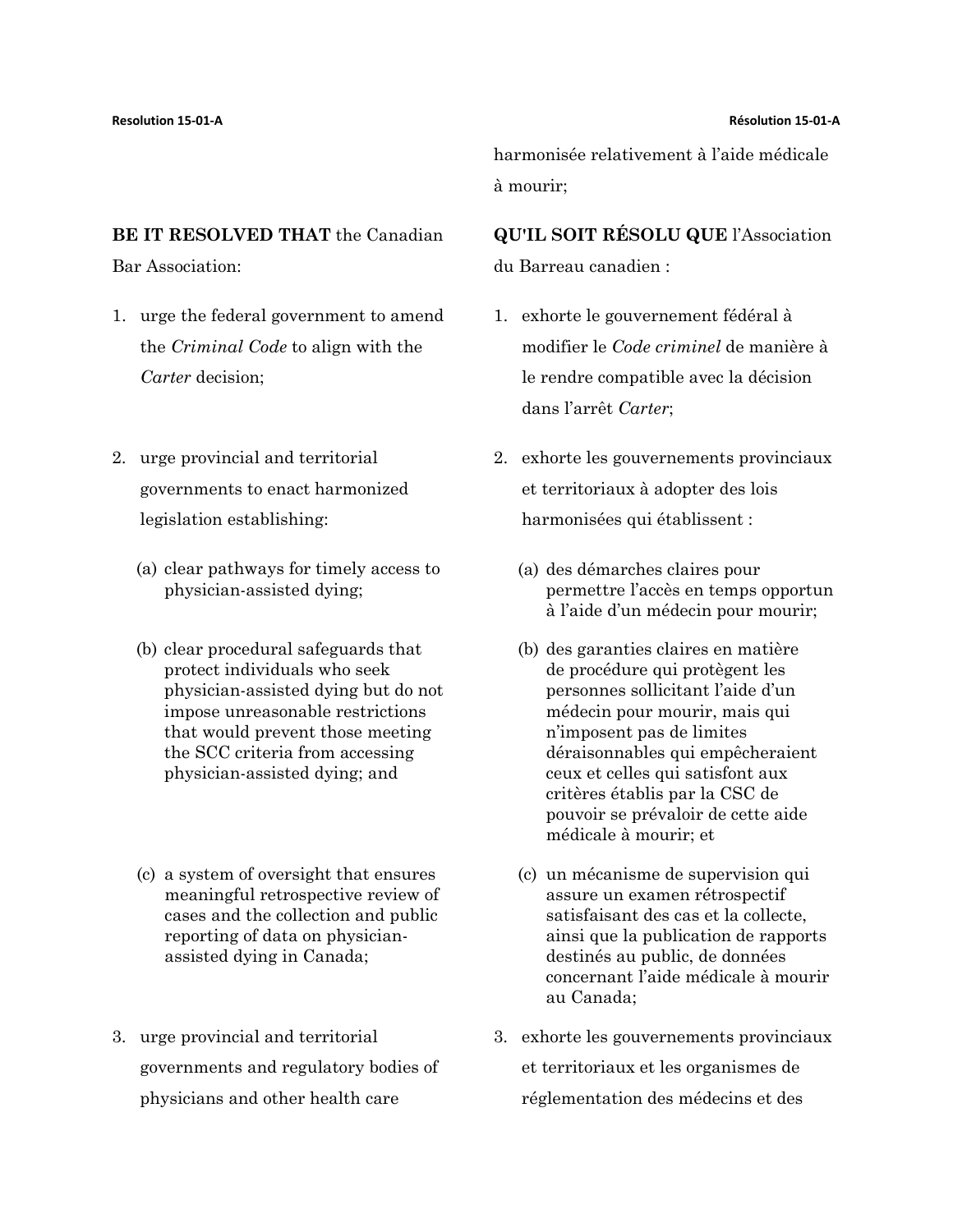harmonisée relativement à l'aide médicale à mourir;

**BE IT RESOLVED THAT** the Canadian Bar Association:

1. urge the federal government to amend the *Criminal Code* to align with the *Carter* decision;

2. urge provincial and territorial governments to enact harmonized legislation establishing:

   (a) clear pathways for timely access to physician-assisted dying;

   (b) clear procedural safeguards that protect individuals who seek physician-assisted dying but do not impose unreasonable restrictions that would prevent those meeting the SCC criteria from accessing physician-assisted dying; and

   (c) a system of oversight that ensures meaningful retrospective review of cases and the collection and public reporting of data on physician-assisted dying in Canada;

3. urge provincial and territorial governments and regulatory bodies of physicians and other health care

**QU'IL SOIT RÉSOLU QUE** l'Association du Barreau canadien :

1. exhorte le gouvernement fédéral à modifier le *Code criminel* de manière à le rendre compatible avec la décision dans l'arrêt *Carter*;

2. exhorte les gouvernements provinciaux et territoriaux à adopter des lois harmonisées qui établissent :

   (a) des démarches claires pour permettre l'accès en temps opportun à l'aide d'un médecin pour mourir;

   (b) des garanties claires en matière de procédure qui protègent les personnes sollicitant l'aide d'un médecin pour mourir, mais qui n'imposent pas de limites déraisonnables qui empêcheraient ceux et celles qui satisfont aux critères établis par la CSC de pouvoir se prévaloir de cette aide médicale à mourir; et

   (c) un mécanisme de supervision qui assure un examen rétrospectif satisfaisant des cas et la collecte, ainsi que la publication de rapports destinés au public, de données concernant l'aide médicale à mourir au Canada;

3. exhorte les gouvernements provinciaux et territoriaux et les organismes de réglementation des médecins et des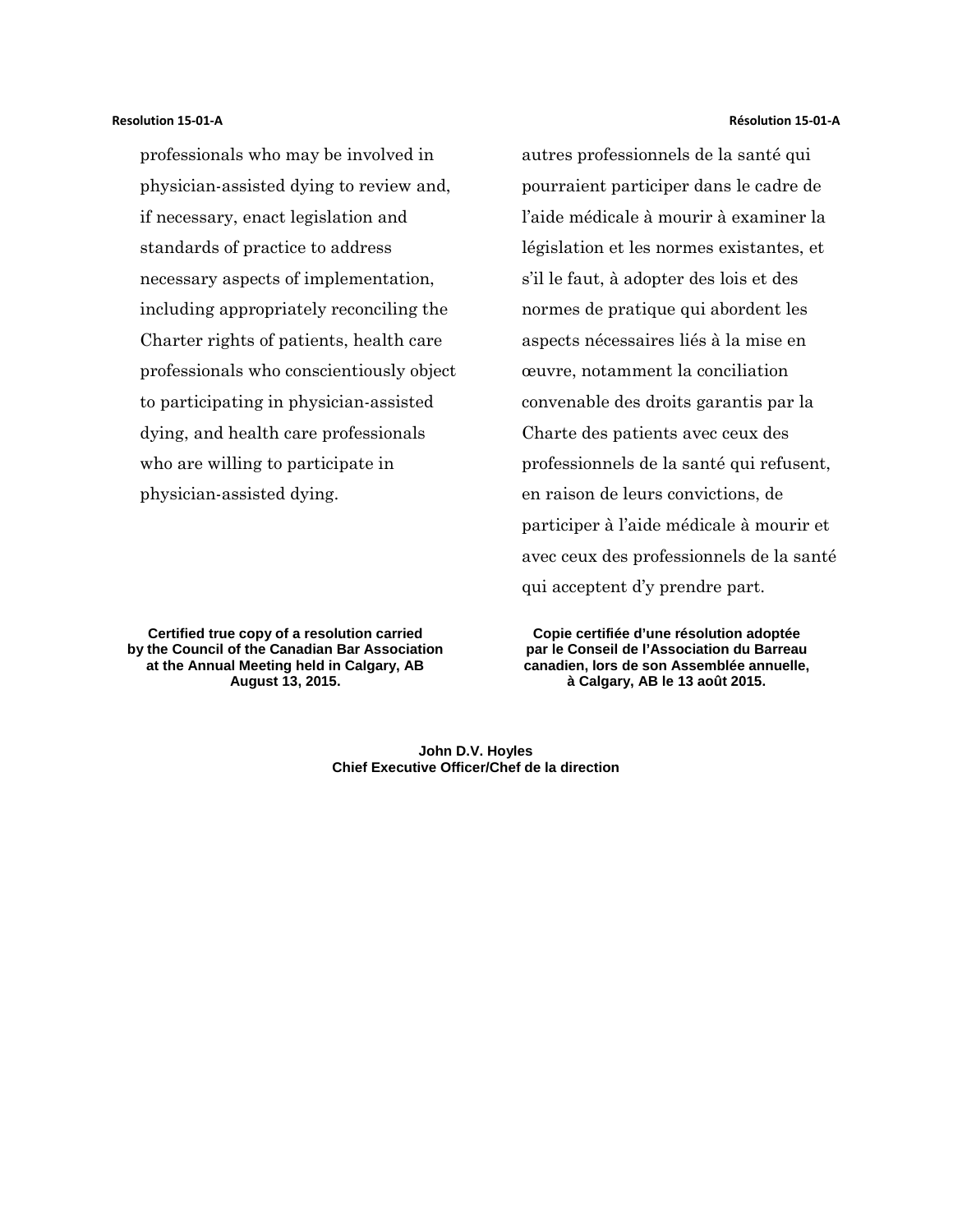professionals who may be involved in physician-assisted dying to review and, if necessary, enact legislation and standards of practice to address necessary aspects of implementation, including appropriately reconciling the Charter rights of patients, health care professionals who conscientiously object to participating in physician-assisted dying, and health care professionals who are willing to participate in physician-assisted dying.

autres professionnels de la santé qui pourraient participer dans le cadre de l'aide médicale à mourir à examiner la législation et les normes existantes, et s'il le faut, à adopter des lois et des normes de pratique qui abordent les aspects nécessaires liés à la mise en œuvre, notamment la conciliation convenable des droits garantis par la Charte des patients avec ceux des professionnels de la santé qui refusent, en raison de leurs convictions, de participer à l'aide médicale à mourir et avec ceux des professionnels de la santé qui acceptent d'y prendre part.

**Certified true copy of a resolution carried by the Council of the Canadian Bar Association at the Annual Meeting held in Calgary, AB August 13, 2015.**

**Copie certifiée d'une résolution adoptée par le Conseil de l'Association du Barreau canadien, lors de son Assemblée annuelle, à Calgary, AB le 13 août 2015.**

**John D.V. Hoyles**
**Chief Executive Officer/Chef de la direction**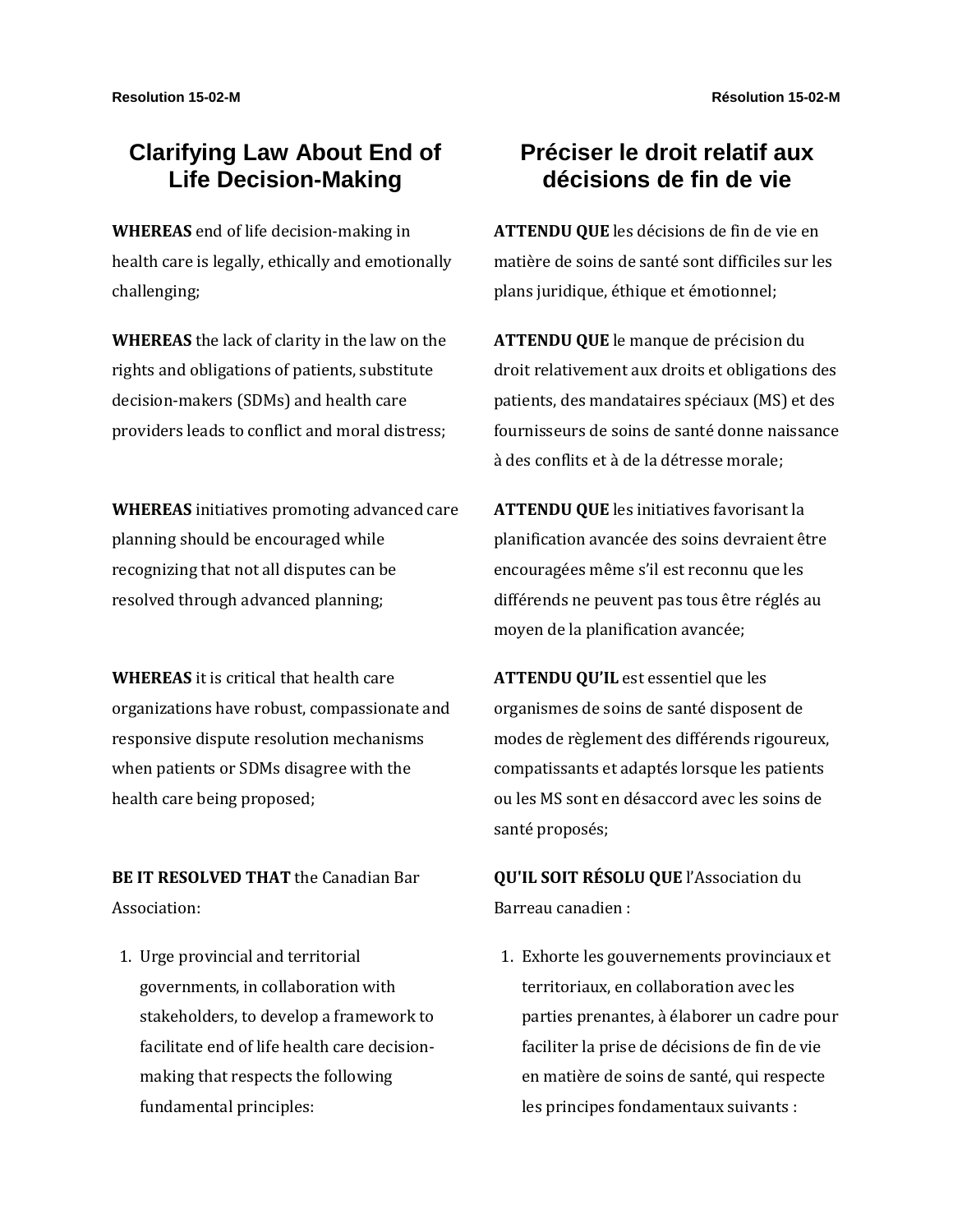Resolution 15-02-M

# Clarifying Law About End of Life Decision-Making

**WHEREAS** end of life decision-making in health care is legally, ethically and emotionally challenging;

**WHEREAS** the lack of clarity in the law on the rights and obligations of patients, substitute decision-makers (SDMs) and health care providers leads to conflict and moral distress;

**WHEREAS** initiatives promoting advanced care planning should be encouraged while recognizing that not all disputes can be resolved through advanced planning;

**WHEREAS** it is critical that health care organizations have robust, compassionate and responsive dispute resolution mechanisms when patients or SDMs disagree with the health care being proposed;

**BE IT RESOLVED THAT** the Canadian Bar Association:

1. Urge provincial and territorial governments, in collaboration with stakeholders, to develop a framework to facilitate end of life health care decision-making that respects the following fundamental principles:

Résolution 15-02-M

# Préciser le droit relatif aux décisions de fin de vie

**ATTENDU QUE** les décisions de fin de vie en matière de soins de santé sont difficiles sur les plans juridique, éthique et émotionnel;

**ATTENDU QUE** le manque de précision du droit relativement aux droits et obligations des patients, des mandataires spéciaux (MS) et des fournisseurs de soins de santé donne naissance à des conflits et à de la détresse morale;

**ATTENDU QUE** les initiatives favorisant la planification avancée des soins devraient être encouragées même s'il est reconnu que les différends ne peuvent pas tous être réglés au moyen de la planification avancée;

**ATTENDU QU'IL** est essentiel que les organismes de soins de santé disposent de modes de règlement des différends rigoureux, compatissants et adaptés lorsque les patients ou les MS sont en désaccord avec les soins de santé proposés;

**QU'IL SOIT RÉSOLU QUE** l'Association du Barreau canadien :

1. Exhorte les gouvernements provinciaux et territoriaux, en collaboration avec les parties prenantes, à élaborer un cadre pour faciliter la prise de décisions de fin de vie en matière de soins de santé, qui respecte les principes fondamentaux suivants :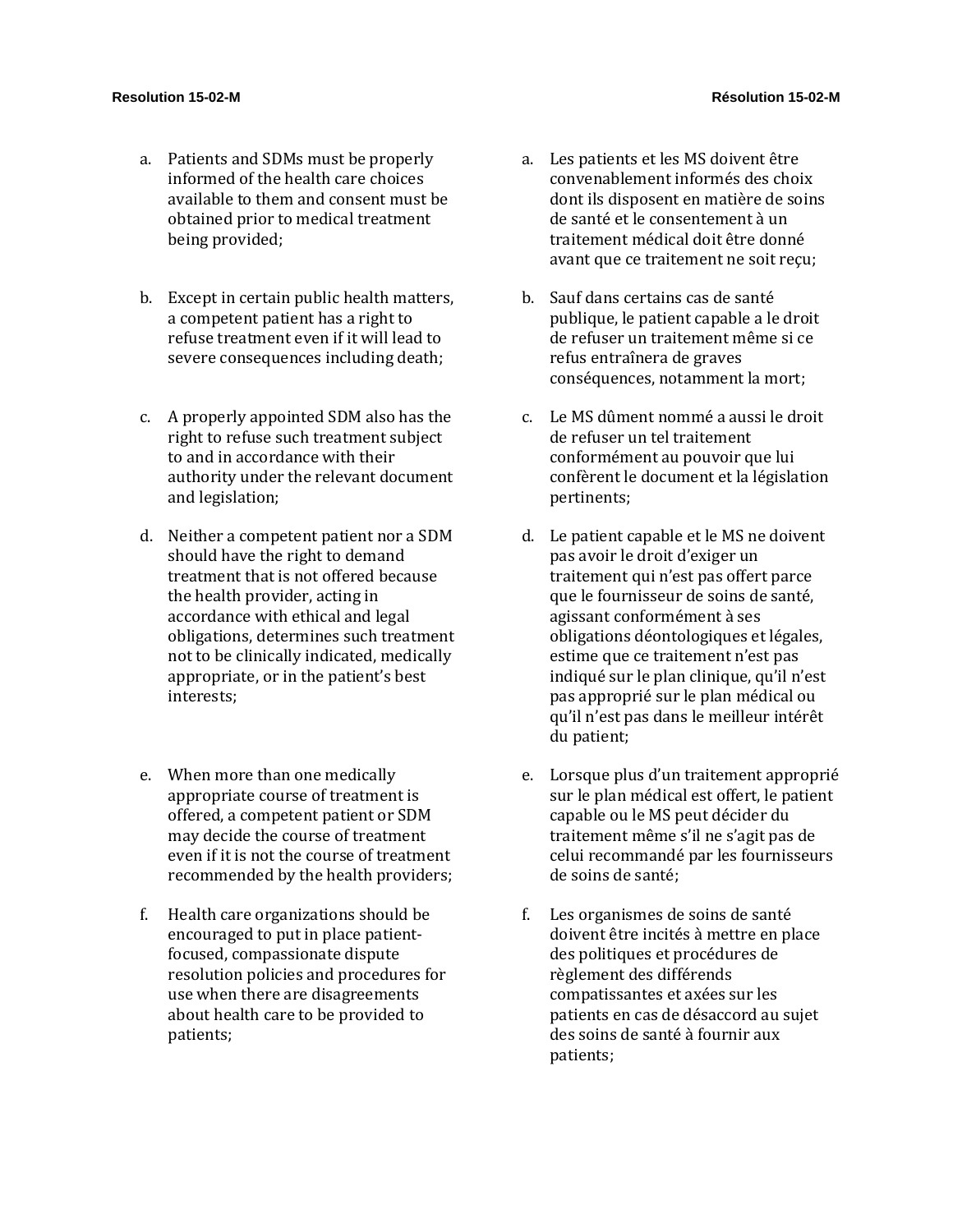a. Patients and SDMs must be properly informed of the health care choices available to them and consent must be obtained prior to medical treatment being provided;

b. Except in certain public health matters, a competent patient has a right to refuse treatment even if it will lead to severe consequences including death;

c. A properly appointed SDM also has the right to refuse such treatment subject to and in accordance with their authority under the relevant document and legislation;

d. Neither a competent patient nor a SDM should have the right to demand treatment that is not offered because the health provider, acting in accordance with ethical and legal obligations, determines such treatment not to be clinically indicated, medically appropriate, or in the patient's best interests;

e. When more than one medically appropriate course of treatment is offered, a competent patient or SDM may decide the course of treatment even if it is not the course of treatment recommended by the health providers;

f. Health care organizations should be encouraged to put in place patient-focused, compassionate dispute resolution policies and procedures for use when there are disagreements about health care to be provided to patients;

a. Les patients et les MS doivent être convenablement informés des choix dont ils disposent en matière de soins de santé et le consentement à un traitement médical doit être donné avant que ce traitement ne soit reçu;

b. Sauf dans certains cas de santé publique, le patient capable a le droit de refuser un traitement même si ce refus entraînera de graves conséquences, notamment la mort;

c. Le MS dûment nommé a aussi le droit de refuser un tel traitement conformément au pouvoir que lui confèrent le document et la législation pertinents;

d. Le patient capable et le MS ne doivent pas avoir le droit d'exiger un traitement qui n'est pas offert parce que le fournisseur de soins de santé, agissant conformément à ses obligations déontologiques et légales, estime que ce traitement n'est pas indiqué sur le plan clinique, qu'il n'est pas approprié sur le plan médical ou qu'il n'est pas dans le meilleur intérêt du patient;

e. Lorsque plus d'un traitement approprié sur le plan médical est offert, le patient capable ou le MS peut décider du traitement même s'il ne s'agit pas de celui recommandé par les fournisseurs de soins de santé;

f. Les organismes de soins de santé doivent être incités à mettre en place des politiques et procédures de règlement des différends compatissantes et axées sur les patients en cas de désaccord au sujet des soins de santé à fournir aux patients;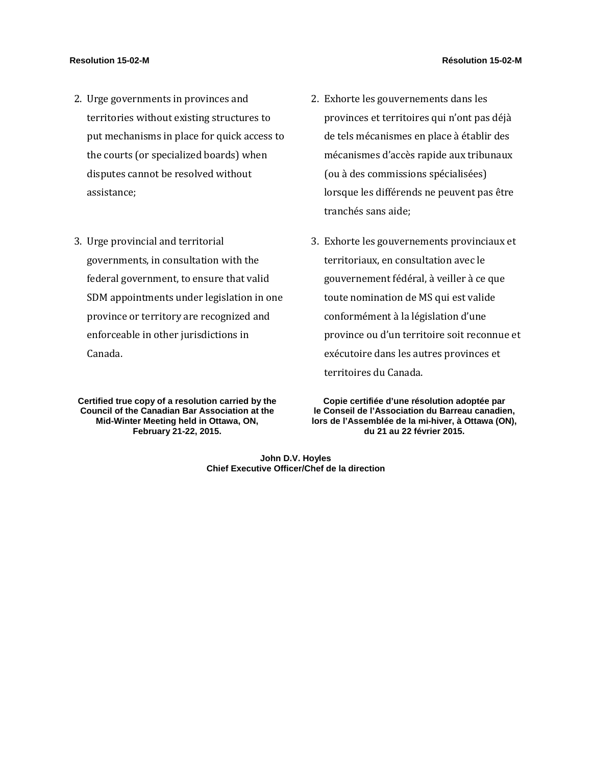2. Urge governments in provinces and territories without existing structures to put mechanisms in place for quick access to the courts (or specialized boards) when disputes cannot be resolved without assistance;

3. Urge provincial and territorial governments, in consultation with the federal government, to ensure that valid SDM appointments under legislation in one province or territory are recognized and enforceable in other jurisdictions in Canada.

**Certified true copy of a resolution carried by the Council of the Canadian Bar Association at the Mid-Winter Meeting held in Ottawa, ON, February 21-22, 2015.**

2. Exhorte les gouvernements dans les provinces et territoires qui n'ont pas déjà de tels mécanismes en place à établir des mécanismes d'accès rapide aux tribunaux (ou à des commissions spécialisées) lorsque les différends ne peuvent pas être tranchés sans aide;

3. Exhorte les gouvernements provinciaux et territoriaux, en consultation avec le gouvernement fédéral, à veiller à ce que toute nomination de MS qui est valide conformément à la législation d'une province ou d'un territoire soit reconnue et exécutoire dans les autres provinces et territoires du Canada.

**Copie certifiée d'une résolution adoptée par le Conseil de l'Association du Barreau canadien, lors de l'Assemblée de la mi-hiver, à Ottawa (ON), du 21 au 22 février 2015.**

**John D.V. Hoyles**
**Chief Executive Officer/Chef de la direction**